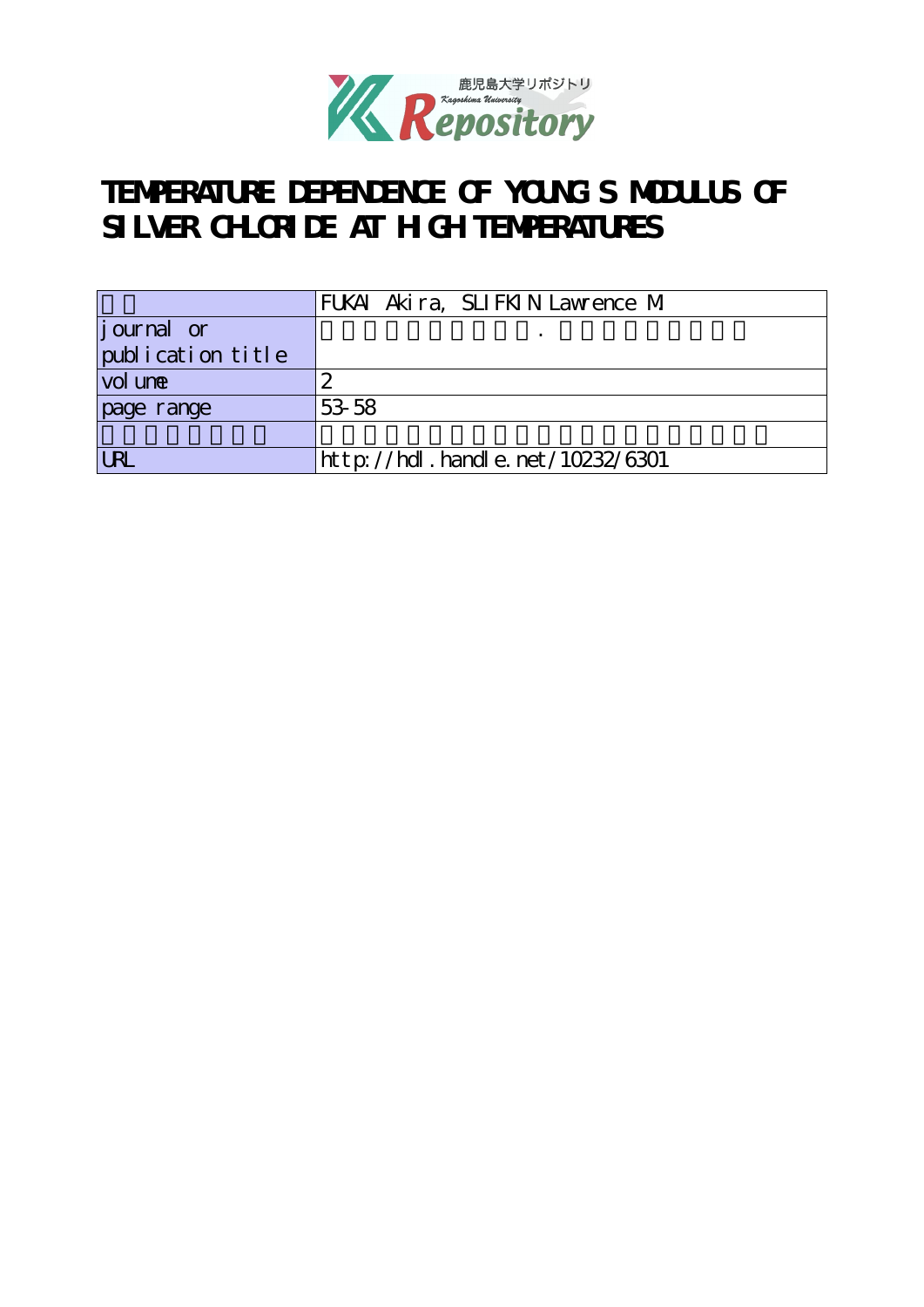# TEMPERATURE DEPENDENCE OF YOUNG'S MODULUS OF SILVER CHLORIDE AT HIGH TEMPERATURES

| | |
|---|---|
| | FUKAI Akira, SLIFKIN Lawrence M. |
| journal or publication title | . |
| volume | 2 |
| page range | 53-58 |
| | |
| URL | http://hdl.handle.net/10232/6301 |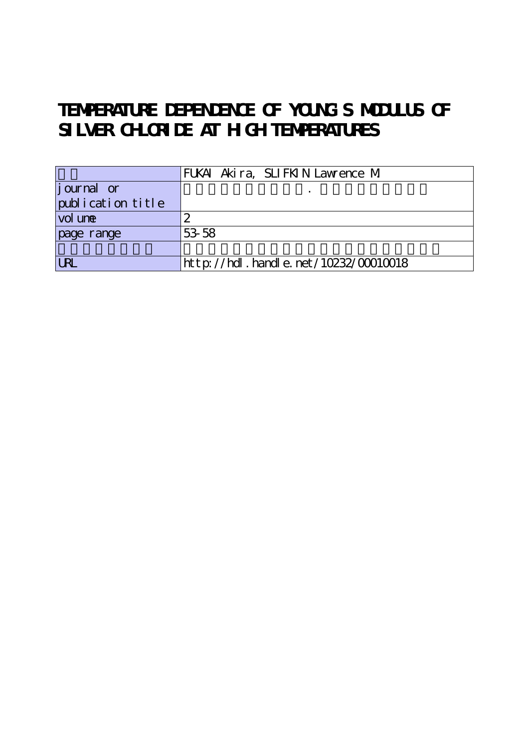# TEMPERATURE DEPENDENCE OF YOUNG'S MODULUS OF SILVER CHLORIDE AT HIGH TEMPERATURES

| | |
|---|---|
| | FUKAI Akira, SLIFKIN Lawrence M. |
| journal or publication title | . |
| volume | 2 |
| page range | 53-58 |
| | |
| URL | http://hdl.handle.net/10232/00010018 |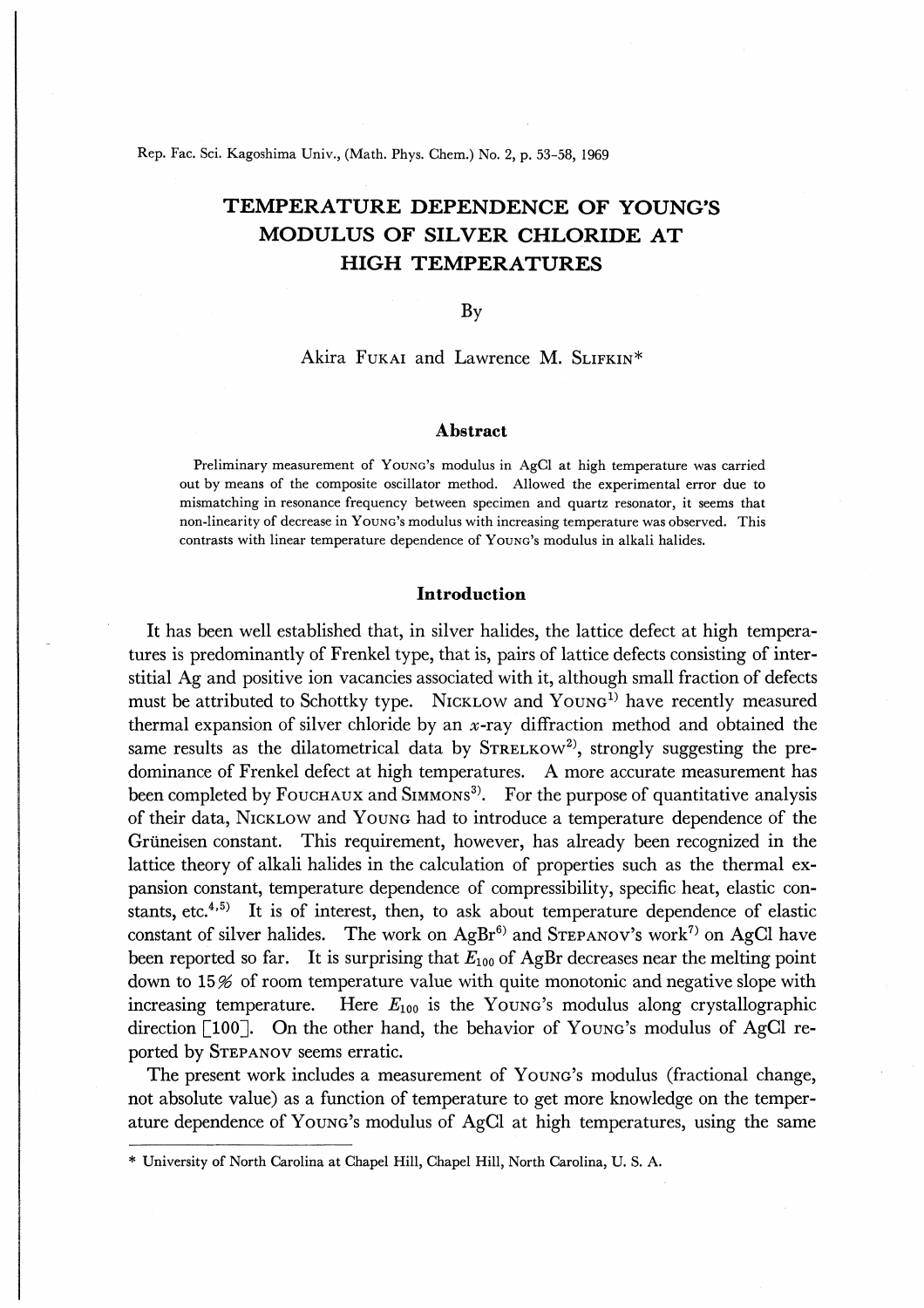Rep. Fac. Sci. Kagoshima Univ., (Math. Phys. Chem.) No. 2, p. 53-58, 1969

# TEMPERATURE DEPENDENCE OF YOUNG'S MODULUS OF SILVER CHLORIDE AT HIGH TEMPERATURES

By

Akira Fukai and Lawrence M. Slifkin*

## Abstract

Preliminary measurement of Young's modulus in AgCl at high temperature was carried out by means of the composite oscillator method. Allowed the experimental error due to mismatching in resonance frequency between specimen and quartz resonator, it seems that non-linearity of decrease in Young's modulus with increasing temperature was observed. This contrasts with linear temperature dependence of Young's modulus in alkali halides.

## Introduction

It has been well established that, in silver halides, the lattice defect at high temperatures is predominantly of Frenkel type, that is, pairs of lattice defects consisting of interstitial Ag and positive ion vacancies associated with it, although small fraction of defects must be attributed to Schottky type. Nicklow and Young[1] have recently measured thermal expansion of silver chloride by an $x$-ray diffraction method and obtained the same results as the dilatometrical data by Strelkow[2], strongly suggesting the predominance of Frenkel defect at high temperatures. A more accurate measurement has been completed by Fouchaux and Simmons[3]. For the purpose of quantitative analysis of their data, Nicklow and Young had to introduce a temperature dependence of the Grüneisen constant. This requirement, however, has already been recognized in the lattice theory of alkali halides in the calculation of properties such as the thermal expansion constant, temperature dependence of compressibility, specific heat, elastic constants, etc.[4,5] It is of interest, then, to ask about temperature dependence of elastic constant of silver halides. The work on AgBr[6] and Stepanov's work[7] on AgCl have been reported so far. It is surprising that $E_{100}$ of AgBr decreases near the melting point down to 15% of room temperature value with quite monotonic and negative slope with increasing temperature. Here $E_{100}$ is the Young's modulus along crystallographic direction [100]. On the other hand, the behavior of Young's modulus of AgCl reported by Stepanov seems erratic.

The present work includes a measurement of Young's modulus (fractional change, not absolute value) as a function of temperature to get more knowledge on the temperature dependence of Young's modulus of AgCl at high temperatures, using the same

* University of North Carolina at Chapel Hill, Chapel Hill, North Carolina, U. S. A.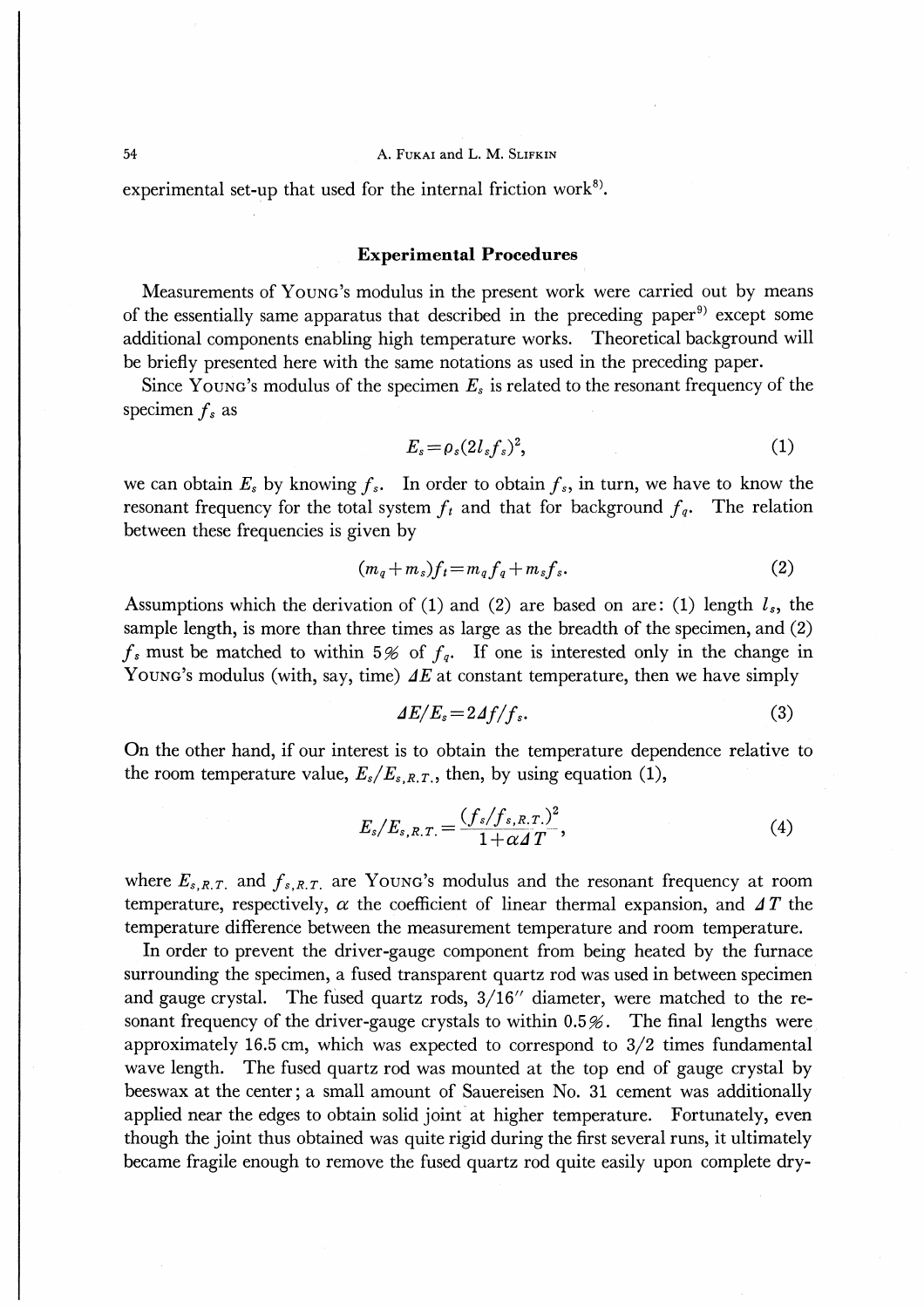experimental set-up that used for the internal friction work[8].

## Experimental Procedures

Measurements of YOUNG's modulus in the present work were carried out by means of the essentially same apparatus that described in the preceding paper[9] except some additional components enabling high temperature works. Theoretical background will be briefly presented here with the same notations as used in the preceding paper.

Since YOUNG's modulus of the specimen $E_s$ is related to the resonant frequency of the specimen $f_s$ as

$$E_s = \rho_s (2 l_s f_s)^2, \tag{1}$$

we can obtain $E_s$ by knowing $f_s$. In order to obtain $f_s$, in turn, we have to know the resonant frequency for the total system $f_t$ and that for background $f_q$. The relation between these frequencies is given by

$$(m_q + m_s) f_t = m_q f_q + m_s f_s. \tag{2}$$

Assumptions which the derivation of (1) and (2) are based on are: (1) length $l_s$, the sample length, is more than three times as large as the breadth of the specimen, and (2) $f_s$ must be matched to within 5% of $f_q$. If one is interested only in the change in YOUNG's modulus (with, say, time) $\Delta E$ at constant temperature, then we have simply

$$\Delta E / E_s = 2 \Delta f / f_s. \tag{3}$$

On the other hand, if our interest is to obtain the temperature dependence relative to the room temperature value, $E_s / E_{s,R.T.}$, then, by using equation (1),

$$E_s / E_{s,R.T.} = \frac{(f_s / f_{s,R.T.})^2}{1 + \alpha \Delta T}, \tag{4}$$

where $E_{s,R.T.}$ and $f_{s,R.T.}$ are YOUNG's modulus and the resonant frequency at room temperature, respectively, $\alpha$ the coefficient of linear thermal expansion, and $\Delta T$ the temperature difference between the measurement temperature and room temperature.

In order to prevent the driver-gauge component from being heated by the furnace surrounding the specimen, a fused transparent quartz rod was used in between specimen and gauge crystal. The fused quartz rods, 3/16″ diameter, were matched to the resonant frequency of the driver-gauge crystals to within 0.5%. The final lengths were approximately 16.5 cm, which was expected to correspond to 3/2 times fundamental wave length. The fused quartz rod was mounted at the top end of gauge crystal by beeswax at the center; a small amount of Sauereisen No. 31 cement was additionally applied near the edges to obtain solid joint at higher temperature. Fortunately, even though the joint thus obtained was quite rigid during the first several runs, it ultimately became fragile enough to remove the fused quartz rod quite easily upon complete dry-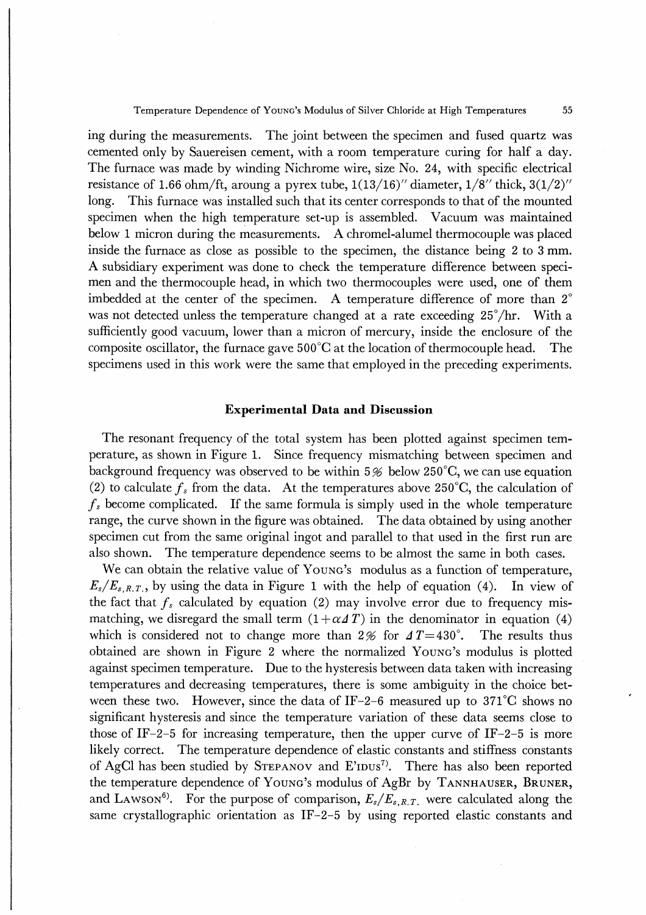ing during the measurements. The joint between the specimen and fused quartz was cemented only by Sauereisen cement, with a room temperature curing for half a day. The furnace was made by winding Nichrome wire, size No. 24, with specific electrical resistance of 1.66 ohm/ft, aroung a pyrex tube, 1(13/16)″ diameter, 1/8″ thick, 3(1/2)″ long. This furnace was installed such that its center corresponds to that of the mounted specimen when the high temperature set-up is assembled. Vacuum was maintained below 1 micron during the measurements. A chromel-alumel thermocouple was placed inside the furnace as close as possible to the specimen, the distance being 2 to 3 mm. A subsidiary experiment was done to check the temperature difference between specimen and the thermocouple head, in which two thermocouples were used, one of them imbedded at the center of the specimen. A temperature difference of more than 2° was not detected unless the temperature changed at a rate exceeding 25°/hr. With a sufficiently good vacuum, lower than a micron of mercury, inside the enclosure of the composite oscillator, the furnace gave 500°C at the location of thermocouple head. The specimens used in this work were the same that employed in the preceding experiments.

## Experimental Data and Discussion

The resonant frequency of the total system has been plotted against specimen temperature, as shown in Figure 1. Since frequency mismatching between specimen and background frequency was observed to be within 5% below 250°C, we can use equation (2) to calculate $f_s$ from the data. At the temperatures above 250°C, the calculation of $f_s$ become complicated. If the same formula is simply used in the whole temperature range, the curve shown in the figure was obtained. The data obtained by using another specimen cut from the same original ingot and parallel to that used in the first run are also shown. The temperature dependence seems to be almost the same in both cases.

We can obtain the relative value of YOUNG's modulus as a function of temperature, $E_s/E_{s,R.T.}$, by using the data in Figure 1 with the help of equation (4). In view of the fact that $f_s$ calculated by equation (2) may involve error due to frequency mismatching, we disregard the small term $(1+\alpha \Delta T)$ in the denominator in equation (4) which is considered not to change more than 2% for $\Delta T=430°$. The results thus obtained are shown in Figure 2 where the normalized YOUNG's modulus is plotted against specimen temperature. Due to the hysteresis between data taken with increasing temperatures and decreasing temperatures, there is some ambiguity in the choice between these two. However, since the data of IF-2-6 measured up to 371°C shows no significant hysteresis and since the temperature variation of these data seems close to those of IF-2-5 for increasing temperature, then the upper curve of IF-2-5 is more likely correct. The temperature dependence of elastic constants and stiffness constants of AgCl has been studied by STEPANOV and E'IDUS[7]. There has also been reported the temperature dependence of YOUNG's modulus of AgBr by TANNHAUSER, BRUNER, and LAWSON[6]. For the purpose of comparison, $E_s/E_{s,R.T.}$ were calculated along the same crystallographic orientation as IF-2-5 by using reported elastic constants and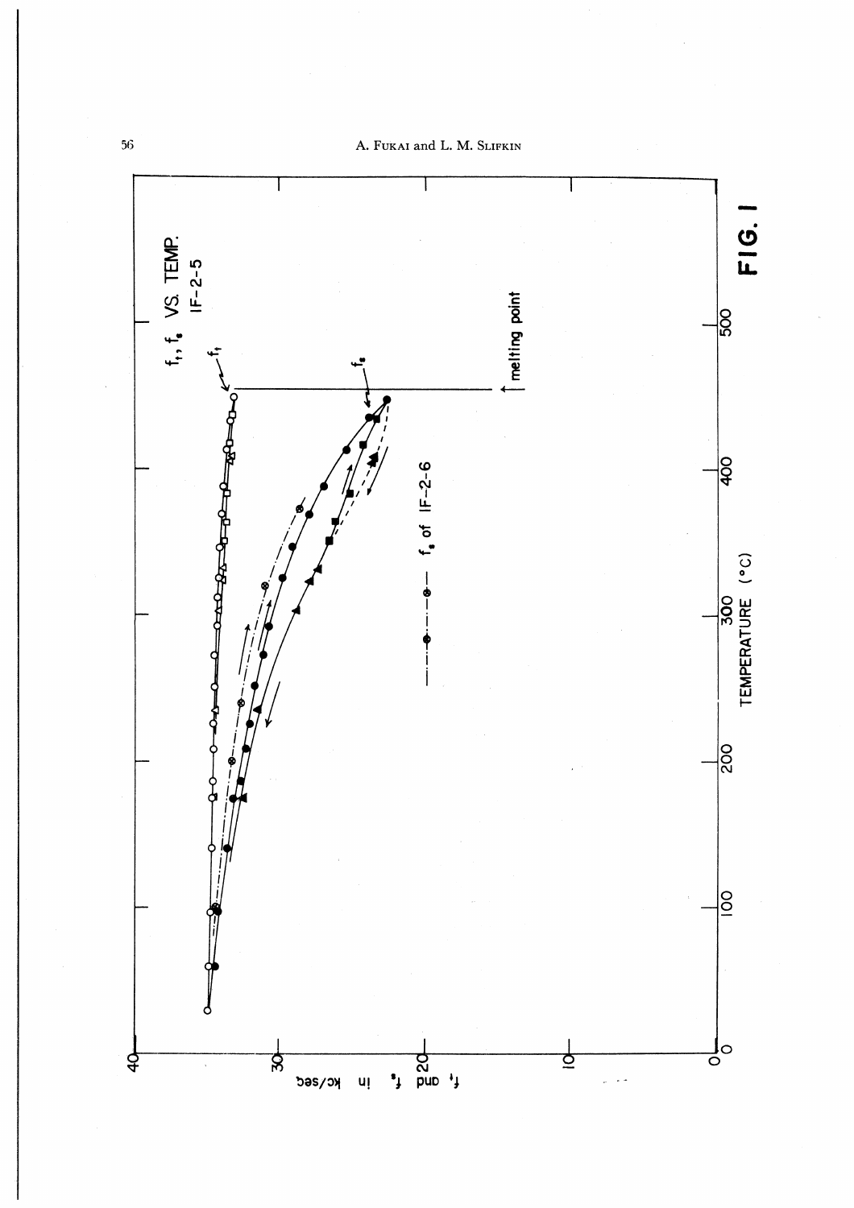FIG. 1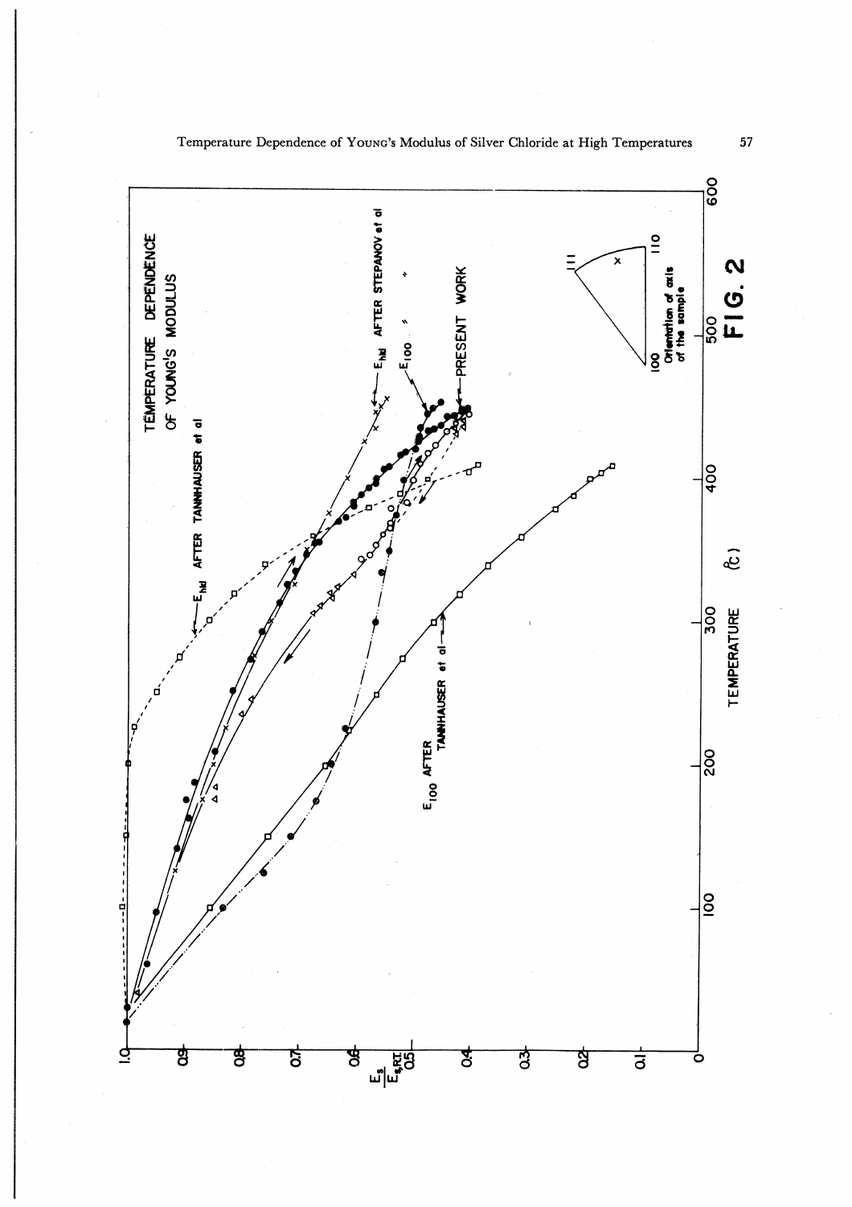TEMPERATURE DEPENDENCE OF YOUNG's MODULUS

$E_{hkl}$ AFTER TANNHAUSER et al

$E_{hkl}$ AFTER STEPANOV et al

$E_{100}$ "

PRESENT WORK

$E_{100}$ AFTER TANNHAUSER et al

Orientation of axis of the sample

$\frac{E_s}{E_{s,R.T.}}$

TEMPERATURE (°C)

FIG. 2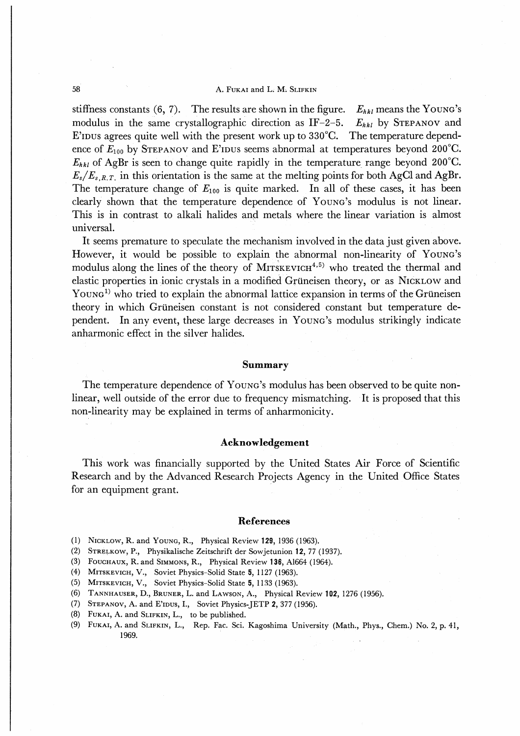stiffness constants (6, 7). The results are shown in the figure. $E_{hkl}$ means the YOUNG's modulus in the same crystallographic direction as IF–2–5. $E_{hkl}$ by STEPANOV and E'IDUS agrees quite well with the present work up to 330°C. The temperature dependence of $E_{100}$ by STEPANOV and E'IDUS seems abnormal at temperatures beyond 200°C. $E_{hkl}$ of AgBr is seen to change quite rapidly in the temperature range beyond 200°C. $E_s/E_{s,R.T.}$ in this orientation is the same at the melting points for both AgCl and AgBr. The temperature change of $E_{100}$ is quite marked. In all of these cases, it has been clearly shown that the temperature dependence of YOUNG's modulus is not linear. This is in contrast to alkali halides and metals where the linear variation is almost universal.

It seems premature to speculate the mechanism involved in the data just given above. However, it would be possible to explain the abnormal non-linearity of YOUNG's modulus along the lines of the theory of MITSKEVICH[4,5] who treated the thermal and elastic properties in ionic crystals in a modified Grüneisen theory, or as NICKLOW and YOUNG[1] who tried to explain the abnormal lattice expansion in terms of the Grüneisen theory in which Grüneisen constant is not considered constant but temperature dependent. In any event, these large decreases in YOUNG's modulus strikingly indicate anharmonic effect in the silver halides.

## Summary

The temperature dependence of YOUNG's modulus has been observed to be quite non-linear, well outside of the error due to frequency mismatching. It is proposed that this non-linearity may be explained in terms of anharmonicity.

## Acknowledgement

This work was financially supported by the United States Air Force of Scientific Research and by the Advanced Research Projects Agency in the United Office States for an equipment grant.

## References

(1) NICKLOW, R. and YOUNG, R., Physical Review **129**, 1936 (1963).
(2) STRELKOW, P., Physikalische Zeitschrift der Sowjetunion **12**, 77 (1937).
(3) FOUCHAUX, R. and SIMMONS, R., Physical Review **136**, A1664 (1964).
(4) MITSKEVICH, V., Soviet Physics-Solid State **5**, 1127 (1963).
(5) MITSKEVICH, V., Soviet Physics-Solid State **5**, 1133 (1963).
(6) TANNHAUSER, D., BRUNER, L. and LAWSON, A., Physical Review **102**, 1276 (1956).
(7) STEPANOV, A. and E'IDUS, I., Soviet Physics-JETP **2**, 377 (1956).
(8) FUKAI, A. and SLIFKIN, L., to be published.
(9) FUKAI, A. and SLIFKIN, L., Rep. Fac. Sci. Kagoshima University (Math., Phys., Chem.) No. 2, p. 41, 1969.